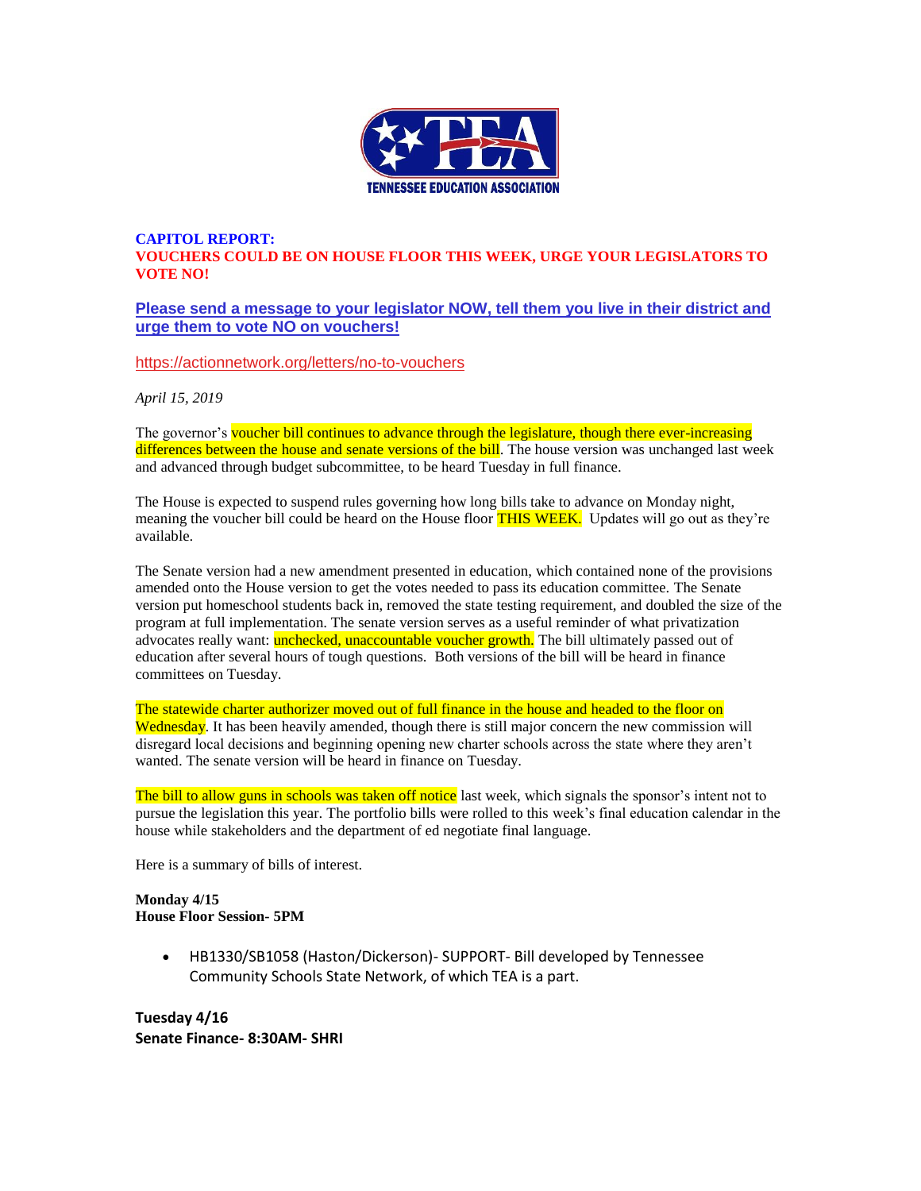**CAPITOL REPORT:**
**VOUCHERS COULD BE ON HOUSE FLOOR THIS WEEK, URGE YOUR LEGISLATORS TO VOTE NO!**

**Please send a message to your legislator NOW, tell them you live in their district and urge them to vote NO on vouchers!**

https://actionnetwork.org/letters/no-to-vouchers

*April 15, 2019*

The governor's voucher bill continues to advance through the legislature, though there ever-increasing differences between the house and senate versions of the bill. The house version was unchanged last week and advanced through budget subcommittee, to be heard Tuesday in full finance.

The House is expected to suspend rules governing how long bills take to advance on Monday night, meaning the voucher bill could be heard on the House floor THIS WEEK. Updates will go out as they're available.

The Senate version had a new amendment presented in education, which contained none of the provisions amended onto the House version to get the votes needed to pass its education committee. The Senate version put homeschool students back in, removed the state testing requirement, and doubled the size of the program at full implementation. The senate version serves as a useful reminder of what privatization advocates really want: unchecked, unaccountable voucher growth. The bill ultimately passed out of education after several hours of tough questions. Both versions of the bill will be heard in finance committees on Tuesday.

The statewide charter authorizer moved out of full finance in the house and headed to the floor on Wednesday. It has been heavily amended, though there is still major concern the new commission will disregard local decisions and beginning opening new charter schools across the state where they aren't wanted. The senate version will be heard in finance on Tuesday.

The bill to allow guns in schools was taken off notice last week, which signals the sponsor's intent not to pursue the legislation this year. The portfolio bills were rolled to this week's final education calendar in the house while stakeholders and the department of ed negotiate final language.

Here is a summary of bills of interest.

**Monday 4/15**
**House Floor Session- 5PM**

- HB1330/SB1058 (Haston/Dickerson)- SUPPORT- Bill developed by Tennessee Community Schools State Network, of which TEA is a part.

**Tuesday 4/16**
**Senate Finance- 8:30AM- SHRI**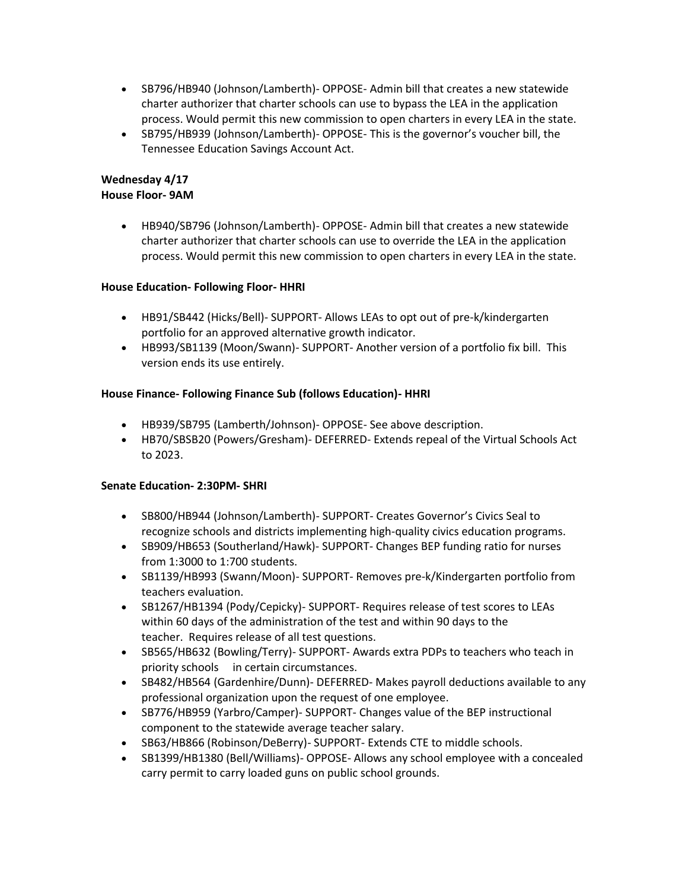- SB796/HB940 (Johnson/Lamberth)- OPPOSE- Admin bill that creates a new statewide charter authorizer that charter schools can use to bypass the LEA in the application process. Would permit this new commission to open charters in every LEA in the state.
- SB795/HB939 (Johnson/Lamberth)- OPPOSE- This is the governor's voucher bill, the Tennessee Education Savings Account Act.

**Wednesday 4/17**
**House Floor- 9AM**

- HB940/SB796 (Johnson/Lamberth)- OPPOSE- Admin bill that creates a new statewide charter authorizer that charter schools can use to override the LEA in the application process. Would permit this new commission to open charters in every LEA in the state.

**House Education- Following Floor- HHRI**

- HB91/SB442 (Hicks/Bell)- SUPPORT- Allows LEAs to opt out of pre-k/kindergarten portfolio for an approved alternative growth indicator.
- HB993/SB1139 (Moon/Swann)- SUPPORT- Another version of a portfolio fix bill. This version ends its use entirely.

**House Finance- Following Finance Sub (follows Education)- HHRI**

- HB939/SB795 (Lamberth/Johnson)- OPPOSE- See above description.
- HB70/SBSB20 (Powers/Gresham)- DEFERRED- Extends repeal of the Virtual Schools Act to 2023.

**Senate Education- 2:30PM- SHRI**

- SB800/HB944 (Johnson/Lamberth)- SUPPORT- Creates Governor's Civics Seal to recognize schools and districts implementing high-quality civics education programs.
- SB909/HB653 (Southerland/Hawk)- SUPPORT- Changes BEP funding ratio for nurses from 1:3000 to 1:700 students.
- SB1139/HB993 (Swann/Moon)- SUPPORT- Removes pre-k/Kindergarten portfolio from teachers evaluation.
- SB1267/HB1394 (Pody/Cepicky)- SUPPORT- Requires release of test scores to LEAs within 60 days of the administration of the test and within 90 days to the teacher. Requires release of all test questions.
- SB565/HB632 (Bowling/Terry)- SUPPORT- Awards extra PDPs to teachers who teach in priority schools in certain circumstances.
- SB482/HB564 (Gardenhire/Dunn)- DEFERRED- Makes payroll deductions available to any professional organization upon the request of one employee.
- SB776/HB959 (Yarbro/Camper)- SUPPORT- Changes value of the BEP instructional component to the statewide average teacher salary.
- SB63/HB866 (Robinson/DeBerry)- SUPPORT- Extends CTE to middle schools.
- SB1399/HB1380 (Bell/Williams)- OPPOSE- Allows any school employee with a concealed carry permit to carry loaded guns on public school grounds.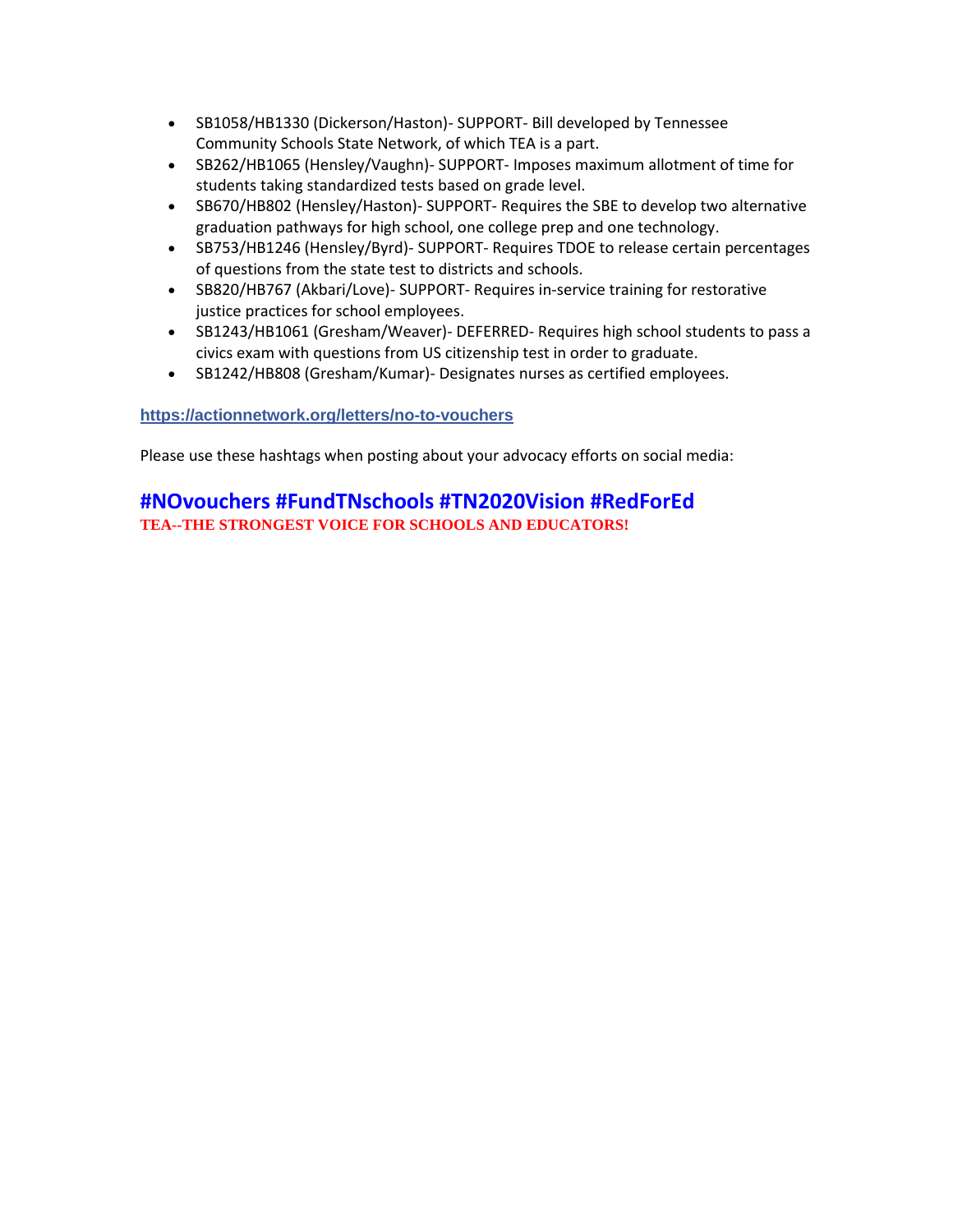- SB1058/HB1330 (Dickerson/Haston)- SUPPORT- Bill developed by Tennessee Community Schools State Network, of which TEA is a part.
- SB262/HB1065 (Hensley/Vaughn)- SUPPORT- Imposes maximum allotment of time for students taking standardized tests based on grade level.
- SB670/HB802 (Hensley/Haston)- SUPPORT- Requires the SBE to develop two alternative graduation pathways for high school, one college prep and one technology.
- SB753/HB1246 (Hensley/Byrd)- SUPPORT- Requires TDOE to release certain percentages of questions from the state test to districts and schools.
- SB820/HB767 (Akbari/Love)- SUPPORT- Requires in-service training for restorative justice practices for school employees.
- SB1243/HB1061 (Gresham/Weaver)- DEFERRED- Requires high school students to pass a civics exam with questions from US citizenship test in order to graduate.
- SB1242/HB808 (Gresham/Kumar)- Designates nurses as certified employees.

[https://actionnetwork.org/letters/no-to-vouchers](https://actionnetwork.org/letters/no-to-vouchers)

Please use these hashtags when posting about your advocacy efforts on social media:

**#NOvouchers #FundTNschools #TN2020Vision #RedForEd**

**TEA--THE STRONGEST VOICE FOR SCHOOLS AND EDUCATORS!**